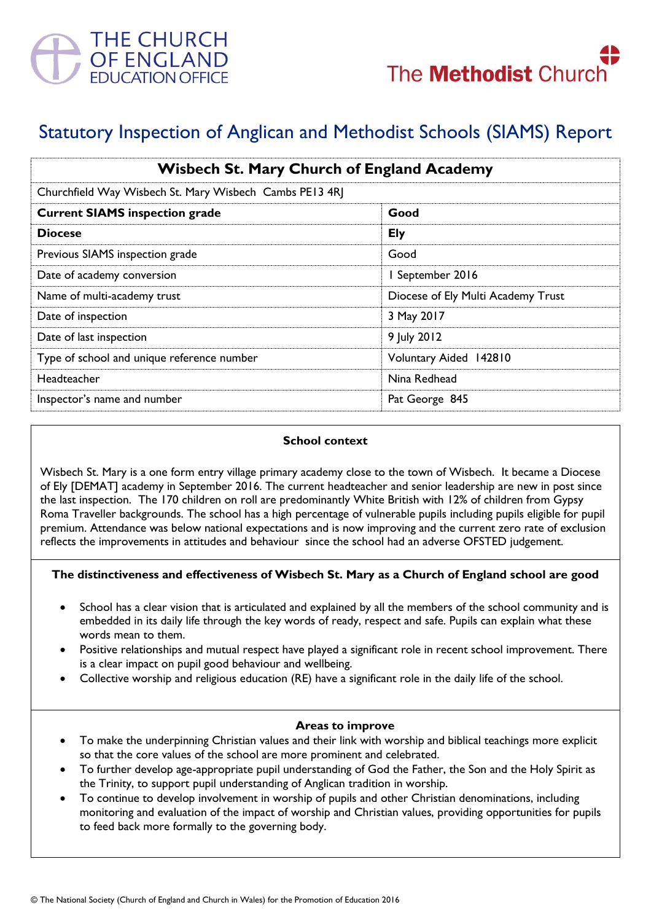THE CHURCH OF ENGLAND EDUCATION OFFICE

The Methodist Church

# Statutory Inspection of Anglican and Methodist Schools (SIAMS) Report

| Wisbech St. Mary Church of England Academy | |
|---|---|
| Churchfield Way Wisbech St. Mary Wisbech Cambs PE13 4RJ | |
| **Current SIAMS inspection grade** | **Good** |
| **Diocese** | **Ely** |
| Previous SIAMS inspection grade | Good |
| Date of academy conversion | 1 September 2016 |
| Name of multi-academy trust | Diocese of Ely Multi Academy Trust |
| Date of inspection | 3 May 2017 |
| Date of last inspection | 9 July 2012 |
| Type of school and unique reference number | Voluntary Aided 142810 |
| Headteacher | Nina Redhead |
| Inspector's name and number | Pat George 845 |

### School context

Wisbech St. Mary is a one form entry village primary academy close to the town of Wisbech. It became a Diocese of Ely [DEMAT] academy in September 2016. The current headteacher and senior leadership are new in post since the last inspection. The 170 children on roll are predominantly White British with 12% of children from Gypsy Roma Traveller backgrounds. The school has a high percentage of vulnerable pupils including pupils eligible for pupil premium. Attendance was below national expectations and is now improving and the current zero rate of exclusion reflects the improvements in attitudes and behaviour since the school had an adverse OFSTED judgement.

### The distinctiveness and effectiveness of Wisbech St. Mary as a Church of England school are good

- School has a clear vision that is articulated and explained by all the members of the school community and is embedded in its daily life through the key words of ready, respect and safe. Pupils can explain what these words mean to them.
- Positive relationships and mutual respect have played a significant role in recent school improvement. There is a clear impact on pupil good behaviour and wellbeing.
- Collective worship and religious education (RE) have a significant role in the daily life of the school.

### Areas to improve

- To make the underpinning Christian values and their link with worship and biblical teachings more explicit so that the core values of the school are more prominent and celebrated.
- To further develop age-appropriate pupil understanding of God the Father, the Son and the Holy Spirit as the Trinity, to support pupil understanding of Anglican tradition in worship.
- To continue to develop involvement in worship of pupils and other Christian denominations, including monitoring and evaluation of the impact of worship and Christian values, providing opportunities for pupils to feed back more formally to the governing body.

© The National Society (Church of England and Church in Wales) for the Promotion of Education 2016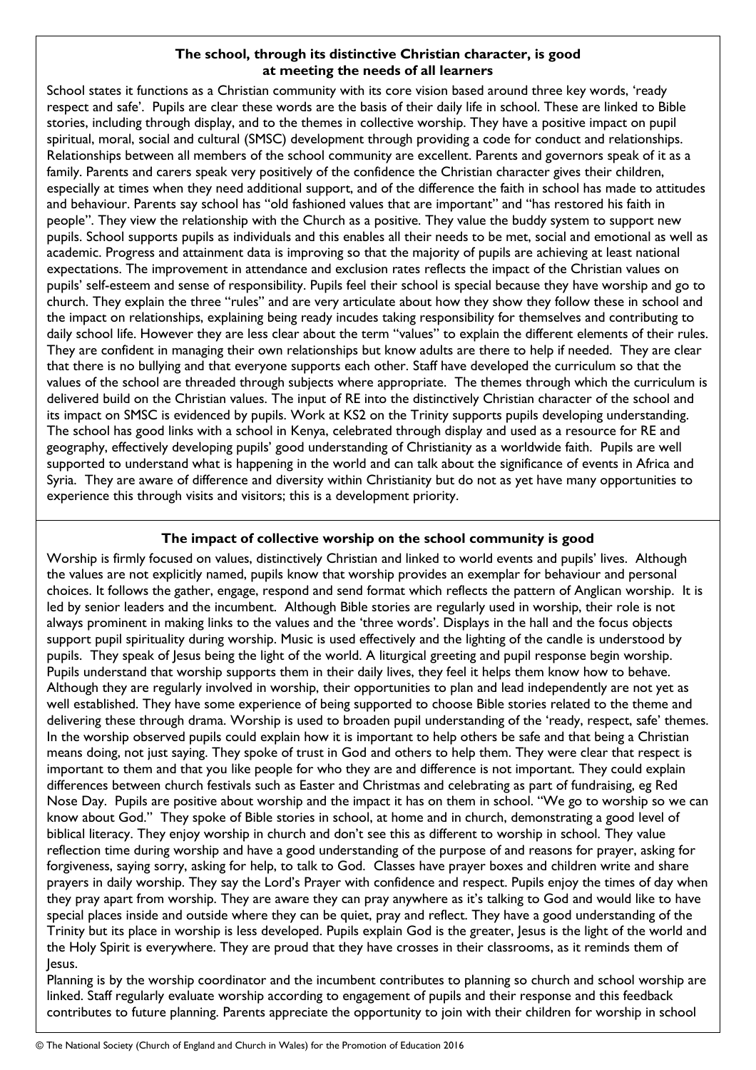### The school, through its distinctive Christian character, is good at meeting the needs of all learners

School states it functions as a Christian community with its core vision based around three key words, 'ready respect and safe'. Pupils are clear these words are the basis of their daily life in school. These are linked to Bible stories, including through display, and to the themes in collective worship. They have a positive impact on pupil spiritual, moral, social and cultural (SMSC) development through providing a code for conduct and relationships. Relationships between all members of the school community are excellent. Parents and governors speak of it as a family. Parents and carers speak very positively of the confidence the Christian character gives their children, especially at times when they need additional support, and of the difference the faith in school has made to attitudes and behaviour. Parents say school has "old fashioned values that are important" and "has restored his faith in people". They view the relationship with the Church as a positive. They value the buddy system to support new pupils. School supports pupils as individuals and this enables all their needs to be met, social and emotional as well as academic. Progress and attainment data is improving so that the majority of pupils are achieving at least national expectations. The improvement in attendance and exclusion rates reflects the impact of the Christian values on pupils' self-esteem and sense of responsibility. Pupils feel their school is special because they have worship and go to church. They explain the three "rules" and are very articulate about how they show they follow these in school and the impact on relationships, explaining being ready incudes taking responsibility for themselves and contributing to daily school life. However they are less clear about the term "values" to explain the different elements of their rules. They are confident in managing their own relationships but know adults are there to help if needed. They are clear that there is no bullying and that everyone supports each other. Staff have developed the curriculum so that the values of the school are threaded through subjects where appropriate. The themes through which the curriculum is delivered build on the Christian values. The input of RE into the distinctively Christian character of the school and its impact on SMSC is evidenced by pupils. Work at KS2 on the Trinity supports pupils developing understanding. The school has good links with a school in Kenya, celebrated through display and used as a resource for RE and geography, effectively developing pupils' good understanding of Christianity as a worldwide faith. Pupils are well supported to understand what is happening in the world and can talk about the significance of events in Africa and Syria. They are aware of difference and diversity within Christianity but do not as yet have many opportunities to experience this through visits and visitors; this is a development priority.

### The impact of collective worship on the school community is good

Worship is firmly focused on values, distinctively Christian and linked to world events and pupils' lives. Although the values are not explicitly named, pupils know that worship provides an exemplar for behaviour and personal choices. It follows the gather, engage, respond and send format which reflects the pattern of Anglican worship. It is led by senior leaders and the incumbent. Although Bible stories are regularly used in worship, their role is not always prominent in making links to the values and the 'three words'. Displays in the hall and the focus objects support pupil spirituality during worship. Music is used effectively and the lighting of the candle is understood by pupils. They speak of Jesus being the light of the world. A liturgical greeting and pupil response begin worship. Pupils understand that worship supports them in their daily lives, they feel it helps them know how to behave. Although they are regularly involved in worship, their opportunities to plan and lead independently are not yet as well established. They have some experience of being supported to choose Bible stories related to the theme and delivering these through drama. Worship is used to broaden pupil understanding of the 'ready, respect, safe' themes. In the worship observed pupils could explain how it is important to help others be safe and that being a Christian means doing, not just saying. They spoke of trust in God and others to help them. They were clear that respect is important to them and that you like people for who they are and difference is not important. They could explain differences between church festivals such as Easter and Christmas and celebrating as part of fundraising, eg Red Nose Day. Pupils are positive about worship and the impact it has on them in school. "We go to worship so we can know about God." They spoke of Bible stories in school, at home and in church, demonstrating a good level of biblical literacy. They enjoy worship in church and don't see this as different to worship in school. They value reflection time during worship and have a good understanding of the purpose of and reasons for prayer, asking for forgiveness, saying sorry, asking for help, to talk to God. Classes have prayer boxes and children write and share prayers in daily worship. They say the Lord's Prayer with confidence and respect. Pupils enjoy the times of day when they pray apart from worship. They are aware they can pray anywhere as it's talking to God and would like to have special places inside and outside where they can be quiet, pray and reflect. They have a good understanding of the Trinity but its place in worship is less developed. Pupils explain God is the greater, Jesus is the light of the world and the Holy Spirit is everywhere. They are proud that they have crosses in their classrooms, as it reminds them of Jesus.

Planning is by the worship coordinator and the incumbent contributes to planning so church and school worship are linked. Staff regularly evaluate worship according to engagement of pupils and their response and this feedback contributes to future planning. Parents appreciate the opportunity to join with their children for worship in school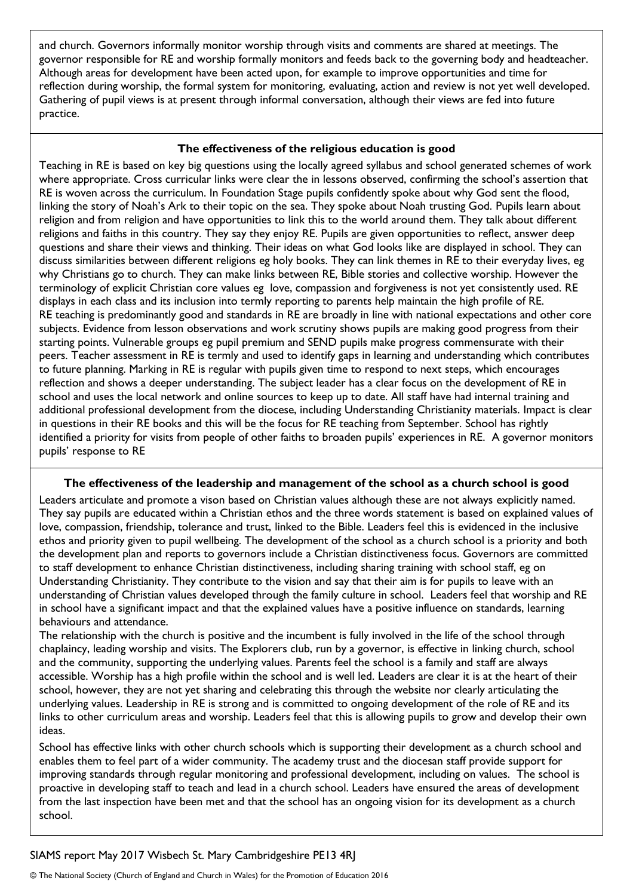and church. Governors informally monitor worship through visits and comments are shared at meetings. The governor responsible for RE and worship formally monitors and feeds back to the governing body and headteacher. Although areas for development have been acted upon, for example to improve opportunities and time for reflection during worship, the formal system for monitoring, evaluating, action and review is not yet well developed. Gathering of pupil views is at present through informal conversation, although their views are fed into future practice.

**The effectiveness of the religious education is good**

Teaching in RE is based on key big questions using the locally agreed syllabus and school generated schemes of work where appropriate. Cross curricular links were clear the in lessons observed, confirming the school's assertion that RE is woven across the curriculum. In Foundation Stage pupils confidently spoke about why God sent the flood, linking the story of Noah's Ark to their topic on the sea. They spoke about Noah trusting God. Pupils learn about religion and from religion and have opportunities to link this to the world around them. They talk about different religions and faiths in this country. They say they enjoy RE. Pupils are given opportunities to reflect, answer deep questions and share their views and thinking. Their ideas on what God looks like are displayed in school. They can discuss similarities between different religions eg holy books. They can link themes in RE to their everyday lives, eg why Christians go to church. They can make links between RE, Bible stories and collective worship. However the terminology of explicit Christian core values eg love, compassion and forgiveness is not yet consistently used. RE displays in each class and its inclusion into termly reporting to parents help maintain the high profile of RE.
RE teaching is predominantly good and standards in RE are broadly in line with national expectations and other core subjects. Evidence from lesson observations and work scrutiny shows pupils are making good progress from their starting points. Vulnerable groups eg pupil premium and SEND pupils make progress commensurate with their peers. Teacher assessment in RE is termly and used to identify gaps in learning and understanding which contributes to future planning. Marking in RE is regular with pupils given time to respond to next steps, which encourages reflection and shows a deeper understanding. The subject leader has a clear focus on the development of RE in school and uses the local network and online sources to keep up to date. All staff have had internal training and additional professional development from the diocese, including Understanding Christianity materials. Impact is clear in questions in their RE books and this will be the focus for RE teaching from September. School has rightly identified a priority for visits from people of other faiths to broaden pupils' experiences in RE. A governor monitors pupils' response to RE

**The effectiveness of the leadership and management of the school as a church school is good**

Leaders articulate and promote a vison based on Christian values although these are not always explicitly named. They say pupils are educated within a Christian ethos and the three words statement is based on explained values of love, compassion, friendship, tolerance and trust, linked to the Bible. Leaders feel this is evidenced in the inclusive ethos and priority given to pupil wellbeing. The development of the school as a church school is a priority and both the development plan and reports to governors include a Christian distinctiveness focus. Governors are committed to staff development to enhance Christian distinctiveness, including sharing training with school staff, eg on Understanding Christianity. They contribute to the vision and say that their aim is for pupils to leave with an understanding of Christian values developed through the family culture in school. Leaders feel that worship and RE in school have a significant impact and that the explained values have a positive influence on standards, learning behaviours and attendance.
The relationship with the church is positive and the incumbent is fully involved in the life of the school through chaplaincy, leading worship and visits. The Explorers club, run by a governor, is effective in linking church, school and the community, supporting the underlying values. Parents feel the school is a family and staff are always accessible. Worship has a high profile within the school and is well led. Leaders are clear it is at the heart of their school, however, they are not yet sharing and celebrating this through the website nor clearly articulating the underlying values. Leadership in RE is strong and is committed to ongoing development of the role of RE and its links to other curriculum areas and worship. Leaders feel that this is allowing pupils to grow and develop their own ideas.

School has effective links with other church schools which is supporting their development as a church school and enables them to feel part of a wider community. The academy trust and the diocesan staff provide support for improving standards through regular monitoring and professional development, including on values. The school is proactive in developing staff to teach and lead in a church school. Leaders have ensured the areas of development from the last inspection have been met and that the school has an ongoing vision for its development as a church school.

SIAMS report May 2017 Wisbech St. Mary Cambridgeshire PE13 4RJ

© The National Society (Church of England and Church in Wales) for the Promotion of Education 2016